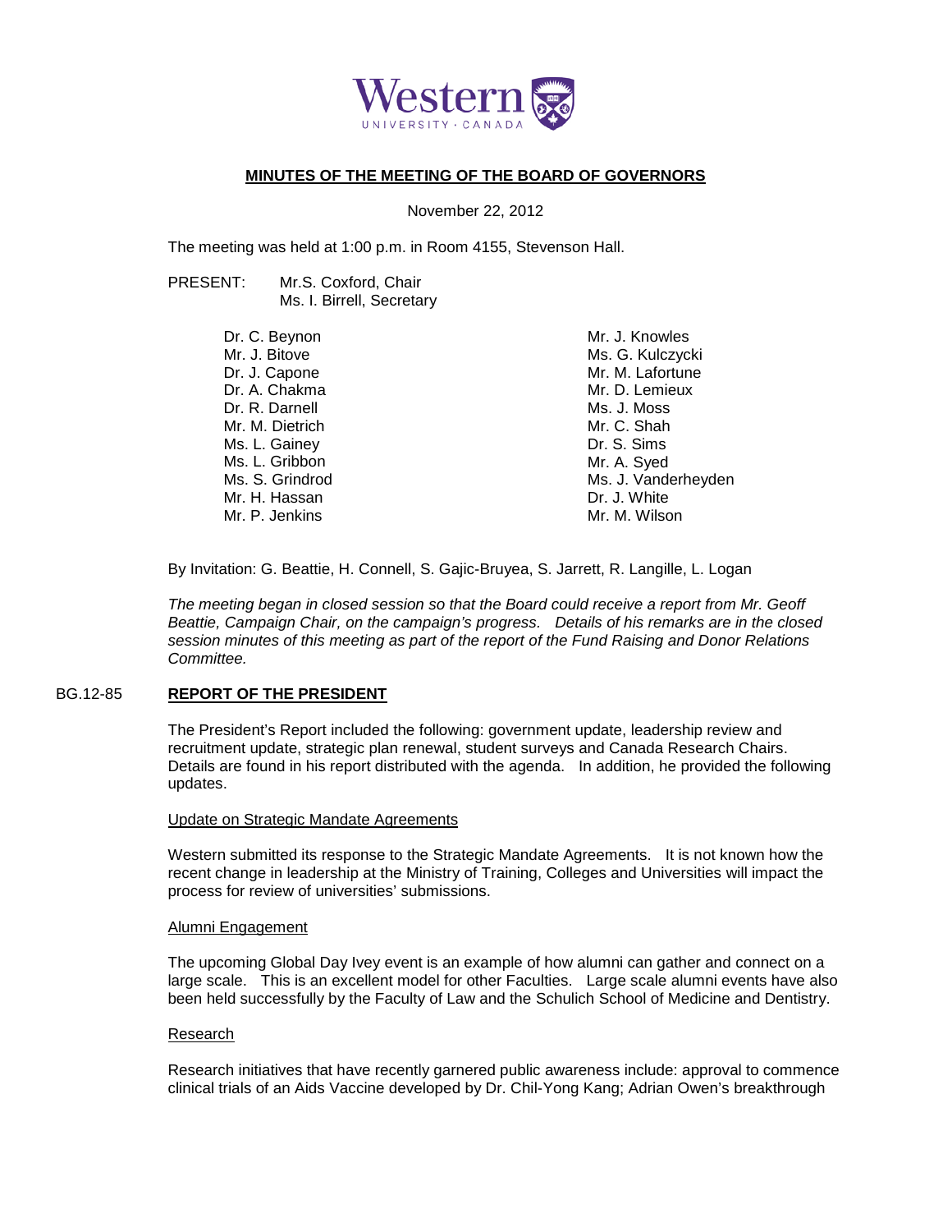Western UNIVERSITY · CANADA

## MINUTES OF THE MEETING OF THE BOARD OF GOVERNORS

November 22, 2012

The meeting was held at 1:00 p.m. in Room 4155, Stevenson Hall.

PRESENT: Mr.S. Coxford, Chair
Ms. I. Birrell, Secretary

Dr. C. Beynon
Mr. J. Bitove
Dr. J. Capone
Dr. A. Chakma
Dr. R. Darnell
Mr. M. Dietrich
Ms. L. Gainey
Ms. L. Gribbon
Ms. S. Grindrod
Mr. H. Hassan
Mr. P. Jenkins
Mr. J. Knowles
Ms. G. Kulczycki
Mr. M. Lafortune
Mr. D. Lemieux
Ms. J. Moss
Mr. C. Shah
Dr. S. Sims
Mr. A. Syed
Ms. J. Vanderheyden
Dr. J. White
Mr. M. Wilson

By Invitation: G. Beattie, H. Connell, S. Gajic-Bruyea, S. Jarrett, R. Langille, L. Logan

*The meeting began in closed session so that the Board could receive a report from Mr. Geoff Beattie, Campaign Chair, on the campaign's progress. Details of his remarks are in the closed session minutes of this meeting as part of the report of the Fund Raising and Donor Relations Committee.*

### BG.12-85 REPORT OF THE PRESIDENT

The President's Report included the following: government update, leadership review and recruitment update, strategic plan renewal, student surveys and Canada Research Chairs. Details are found in his report distributed with the agenda. In addition, he provided the following updates.

#### Update on Strategic Mandate Agreements

Western submitted its response to the Strategic Mandate Agreements. It is not known how the recent change in leadership at the Ministry of Training, Colleges and Universities will impact the process for review of universities' submissions.

#### Alumni Engagement

The upcoming Global Day Ivey event is an example of how alumni can gather and connect on a large scale. This is an excellent model for other Faculties. Large scale alumni events have also been held successfully by the Faculty of Law and the Schulich School of Medicine and Dentistry.

#### Research

Research initiatives that have recently garnered public awareness include: approval to commence clinical trials of an Aids Vaccine developed by Dr. Chil-Yong Kang; Adrian Owen's breakthrough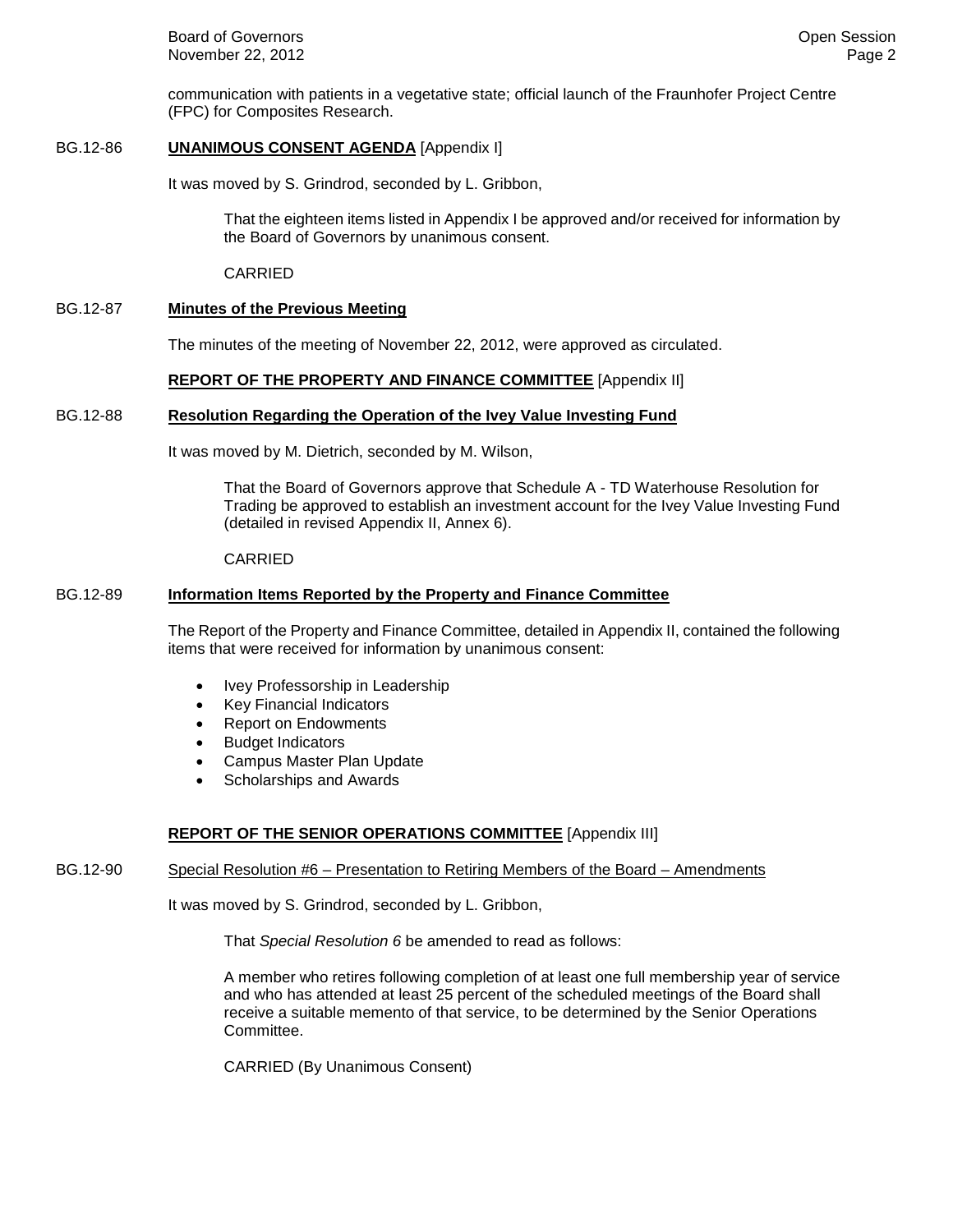communication with patients in a vegetative state; official launch of the Fraunhofer Project Centre (FPC) for Composites Research.

BG.12-86 **UNANIMOUS CONSENT AGENDA** [Appendix I]

It was moved by S. Grindrod, seconded by L. Gribbon,

> That the eighteen items listed in Appendix I be approved and/or received for information by the Board of Governors by unanimous consent.
>
> CARRIED

BG.12-87 **Minutes of the Previous Meeting**

The minutes of the meeting of November 22, 2012, were approved as circulated.

**REPORT OF THE PROPERTY AND FINANCE COMMITTEE** [Appendix II]

BG.12-88 **Resolution Regarding the Operation of the Ivey Value Investing Fund**

It was moved by M. Dietrich, seconded by M. Wilson,

> That the Board of Governors approve that Schedule A - TD Waterhouse Resolution for Trading be approved to establish an investment account for the Ivey Value Investing Fund (detailed in revised Appendix II, Annex 6).
>
> CARRIED

BG.12-89 **Information Items Reported by the Property and Finance Committee**

The Report of the Property and Finance Committee, detailed in Appendix II, contained the following items that were received for information by unanimous consent:

- Ivey Professorship in Leadership
- Key Financial Indicators
- Report on Endowments
- Budget Indicators
- Campus Master Plan Update
- Scholarships and Awards

**REPORT OF THE SENIOR OPERATIONS COMMITTEE** [Appendix III]

BG.12-90 Special Resolution #6 – Presentation to Retiring Members of the Board – Amendments

It was moved by S. Grindrod, seconded by L. Gribbon,

> That *Special Resolution 6* be amended to read as follows:
>
> A member who retires following completion of at least one full membership year of service and who has attended at least 25 percent of the scheduled meetings of the Board shall receive a suitable memento of that service, to be determined by the Senior Operations Committee.
>
> CARRIED (By Unanimous Consent)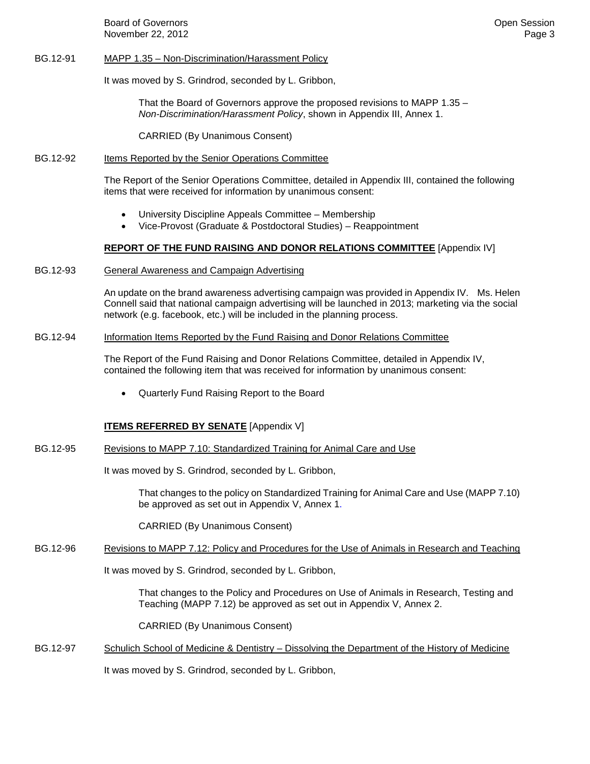BG.12-91 MAPP 1.35 – Non-Discrimination/Harassment Policy

It was moved by S. Grindrod, seconded by L. Gribbon,

> That the Board of Governors approve the proposed revisions to MAPP 1.35 – *Non-Discrimination/Harassment Policy*, shown in Appendix III, Annex 1.
>
> CARRIED (By Unanimous Consent)

BG.12-92 Items Reported by the Senior Operations Committee

The Report of the Senior Operations Committee, detailed in Appendix III, contained the following items that were received for information by unanimous consent:

- University Discipline Appeals Committee – Membership
- Vice-Provost (Graduate & Postdoctoral Studies) – Reappointment

**REPORT OF THE FUND RAISING AND DONOR RELATIONS COMMITTEE** [Appendix IV]

BG.12-93 General Awareness and Campaign Advertising

An update on the brand awareness advertising campaign was provided in Appendix IV. Ms. Helen Connell said that national campaign advertising will be launched in 2013; marketing via the social network (e.g. facebook, etc.) will be included in the planning process.

BG.12-94 Information Items Reported by the Fund Raising and Donor Relations Committee

The Report of the Fund Raising and Donor Relations Committee, detailed in Appendix IV, contained the following item that was received for information by unanimous consent:

- Quarterly Fund Raising Report to the Board

**ITEMS REFERRED BY SENATE** [Appendix V]

BG.12-95 Revisions to MAPP 7.10: Standardized Training for Animal Care and Use

It was moved by S. Grindrod, seconded by L. Gribbon,

> That changes to the policy on Standardized Training for Animal Care and Use (MAPP 7.10) be approved as set out in Appendix V, Annex 1.
>
> CARRIED (By Unanimous Consent)

BG.12-96 Revisions to MAPP 7.12: Policy and Procedures for the Use of Animals in Research and Teaching

It was moved by S. Grindrod, seconded by L. Gribbon,

> That changes to the Policy and Procedures on Use of Animals in Research, Testing and Teaching (MAPP 7.12) be approved as set out in Appendix V, Annex 2.
>
> CARRIED (By Unanimous Consent)

BG.12-97 Schulich School of Medicine & Dentistry – Dissolving the Department of the History of Medicine

It was moved by S. Grindrod, seconded by L. Gribbon,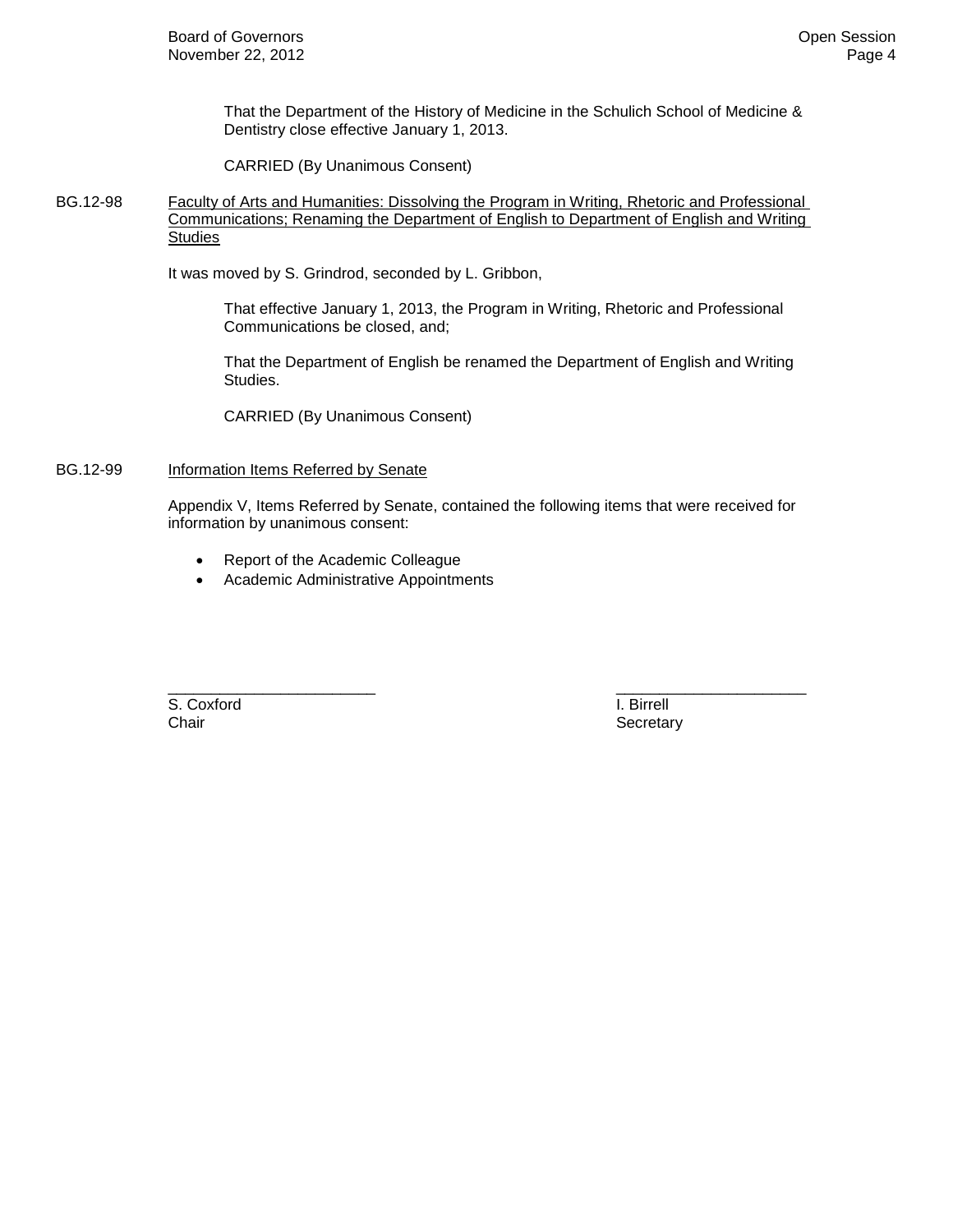That the Department of the History of Medicine in the Schulich School of Medicine & Dentistry close effective January 1, 2013.

CARRIED (By Unanimous Consent)

BG.12-98 Faculty of Arts and Humanities: Dissolving the Program in Writing, Rhetoric and Professional Communications; Renaming the Department of English to Department of English and Writing Studies

It was moved by S. Grindrod, seconded by L. Gribbon,

That effective January 1, 2013, the Program in Writing, Rhetoric and Professional Communications be closed, and;

That the Department of English be renamed the Department of English and Writing Studies.

CARRIED (By Unanimous Consent)

BG.12-99 Information Items Referred by Senate

Appendix V, Items Referred by Senate, contained the following items that were received for information by unanimous consent:

- Report of the Academic Colleague
- Academic Administrative Appointments

________________________
S. Coxford
Chair

________________________
I. Birrell
Secretary